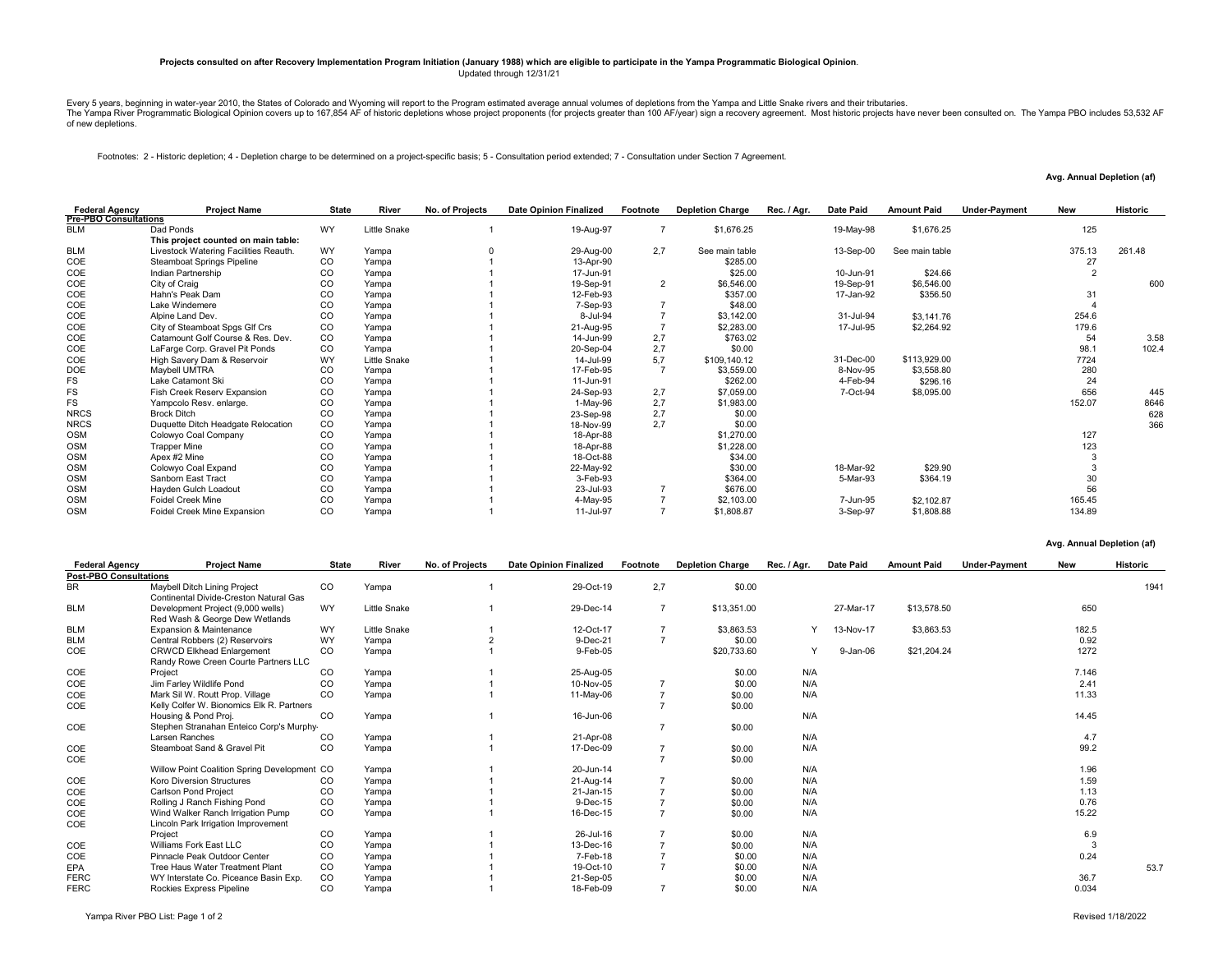**Projects consulted on after Recovery Implementation Program Initiation (January 1988) which are eligible to participate in the Yampa Programmatic Biological Opinion**.
Updated through 12/31/21

Every 5 years, beginning in water-year 2010, the States of Colorado and Wyoming will report to the Program estimated average annual volumes of depletions from the Yampa and Little Snake rivers and their tributaries.
The Yampa River Programmatic Biological Opinion covers up to 167,854 AF of historic depletions whose project proponents (for projects greater than 100 AF/year) sign a recovery agreement. Most historic projects have never been consulted on. The Yampa PBO includes 53,532 AF of new depletions.

Footnotes: 2 - Historic depletion; 4 - Depletion charge to be determined on a project-specific basis; 5 - Consultation period extended; 7 - Consultation under Section 7 Agreement.

| Federal Agency | Project Name | State | River | No. of Projects | Date Opinion Finalized | Footnote | Depletion Charge | Rec. / Agr. | Date Paid | Amount Paid | Under-Payment | Avg. Annual Depletion (af) New | Historic |
|---|---|---|---|---|---|---|---|---|---|---|---|---|---|
| **Pre-PBO Consultations** | | | | | | | | | | | | | |
| BLM | Dad Ponds | WY | Little Snake | 1 | 19-Aug-97 | 7 | $1,676.25 | | 19-May-98 | $1,676.25 | | 125 | |
| | **This project counted on main table:** | | | | | | | | | | | | |
| BLM | Livestock Watering Facilities Reauth. | WY | Yampa | 0 | 29-Aug-00 | 2,7 | See main table | | 13-Sep-00 | See main table | | 375.13 | 261.48 |
| COE | Steamboat Springs Pipeline | CO | Yampa | 1 | 13-Apr-90 | | $285.00 | | | | | 27 | |
| COE | Indian Partnership | CO | Yampa | 1 | 17-Jun-91 | | $25.00 | | 10-Jun-91 | $24.66 | | 2 | |
| COE | City of Craig | CO | Yampa | 1 | 19-Sep-91 | 2 | $6,546.00 | | 19-Sep-91 | $6,546.00 | | | 600 |
| COE | Hahn's Peak Dam | CO | Yampa | 1 | 12-Feb-93 | | $357.00 | | 17-Jan-92 | $356.50 | | 31 | |
| COE | Lake Windemere | CO | Yampa | 1 | 7-Sep-93 | 7 | $48.00 | | | | | 4 | |
| COE | Alpine Land Dev. | CO | Yampa | 1 | 8-Jul-94 | 7 | $3,142.00 | | 31-Jul-94 | $3,141.76 | | 254.6 | |
| COE | City of Steamboat Spgs Glf Crs | CO | Yampa | 1 | 21-Aug-95 | 7 | $2,283.00 | | 17-Jul-95 | $2,264.92 | | 179.6 | |
| COE | Catamount Golf Course & Res. Dev. | CO | Yampa | 1 | 14-Jun-99 | 2,7 | $763.02 | | | | | 54 | 3.58 |
| COE | LaFarge Corp. Gravel Pit Ponds | CO | Yampa | 1 | 20-Sep-04 | 2,7 | $0.00 | | | | | 98.1 | 102.4 |
| COE | High Savery Dam & Reservoir | WY | Little Snake | 1 | 14-Jul-99 | 5,7 | $109,140.12 | | 31-Dec-00 | $113,929.00 | | 7724 | |
| DOE | Maybell UMTRA | CO | Yampa | 1 | 17-Feb-95 | 7 | $3,559.00 | | 8-Nov-95 | $3,558.80 | | 280 | |
| FS | Lake Catamont Ski | CO | Yampa | 1 | 11-Jun-91 | | $262.00 | | 4-Feb-94 | $296.16 | | 24 | |
| FS | Fish Creek Reserv Expansion | CO | Yampa | 1 | 24-Sep-93 | 2,7 | $7,059.00 | | 7-Oct-94 | $8,095.00 | | 656 | 445 |
| FS | Yampcolo Resv. enlarge. | CO | Yampa | 1 | 1-May-96 | 2,7 | $1,983.00 | | | | | 152.07 | 8646 |
| NRCS | Brock Ditch | CO | Yampa | 1 | 23-Sep-98 | 2,7 | $0.00 | | | | | | 628 |
| NRCS | Duquette Ditch Headgate Relocation | CO | Yampa | 1 | 18-Nov-99 | 2,7 | $0.00 | | | | | | 366 |
| OSM | Colowyo Coal Company | CO | Yampa | 1 | 18-Apr-88 | | $1,270.00 | | | | | 127 | |
| OSM | Trapper Mine | CO | Yampa | 1 | 18-Apr-88 | | $1,228.00 | | | | | 123 | |
| OSM | Apex #2 Mine | CO | Yampa | 1 | 18-Oct-88 | | $34.00 | | | | | 3 | |
| OSM | Colowyo Coal Expand | CO | Yampa | 1 | 22-May-92 | | $30.00 | | 18-Mar-92 | $29.90 | | 3 | |
| OSM | Sanborn East Tract | CO | Yampa | 1 | 3-Feb-93 | | $364.00 | | 5-Mar-93 | $364.19 | | 30 | |
| OSM | Hayden Gulch Loadout | CO | Yampa | 1 | 23-Jul-93 | 7 | $676.00 | | | | | 56 | |
| OSM | Foidel Creek Mine | CO | Yampa | 1 | 4-May-95 | 7 | $2,103.00 | | 7-Jun-95 | $2,102.87 | | 165.45 | |
| OSM | Foidel Creek Mine Expansion | CO | Yampa | 1 | 11-Jul-97 | 7 | $1,808.87 | | 3-Sep-97 | $1,808.88 | | 134.89 | |

| Federal Agency | Project Name | State | River | No. of Projects | Date Opinion Finalized | Footnote | Depletion Charge | Rec. / Agr. | Date Paid | Amount Paid | Under-Payment | Avg. Annual Depletion (af) New | Historic |
|---|---|---|---|---|---|---|---|---|---|---|---|---|---|
| **Post-PBO Consultations** | | | | | | | | | | | | | |
| BR | Maybell Ditch Lining Project | CO | Yampa | 1 | 29-Oct-19 | 2,7 | $0.00 | | | | | | 1941 |
| BLM | Continental Divide-Creston Natural Gas Development Project (9,000 wells) | WY | Little Snake | 1 | 29-Dec-14 | 7 | $13,351.00 | | 27-Mar-17 | $13,578.50 | | 650 | |
| BLM | Red Wash & George Dew Wetlands Expansion & Maintenance | WY | Little Snake | 1 | 12-Oct-17 | 7 | $3,863.53 | Y | 13-Nov-17 | $3,863.53 | | 182.5 | |
| BLM | Central Robbers (2) Reservoirs | WY | Yampa | 2 | 9-Dec-21 | 7 | $0.00 | | | | | 0.92 | |
| COE | CRWCD Elkhead Enlargement | CO | Yampa | 1 | 9-Feb-05 | | $20,733.60 | Y | 9-Jan-06 | $21,204.24 | | 1272 | |
| COE | Randy Rowe Creen Courte Partners LLC Project | CO | Yampa | 1 | 25-Aug-05 | | $0.00 | N/A | | | | 7.146 | |
| COE | Jim Farley Wildlife Pond | CO | Yampa | 1 | 10-Nov-05 | 7 | $0.00 | N/A | | | | 2.41 | |
| COE | Mark Sil W. Routt Prop. Village | CO | Yampa | 1 | 11-May-06 | 7 | $0.00 | N/A | | | | 11.33 | |
| COE | Kelly Colfer W. Bionomics Elk R. Partners Housing & Pond Proj. | CO | Yampa | 1 | 16-Jun-06 | 7 | $0.00 | N/A | | | | 14.45 | |
| COE | Stephen Stranahan Enteico Corp's Murphy-Larsen Ranches | CO | Yampa | 1 | 21-Apr-08 | 7 | $0.00 | N/A | | | | 4.7 | |
| COE | Steamboat Sand & Gravel Pit | CO | Yampa | 1 | 17-Dec-09 | 7 | $0.00 | N/A | | | | 99.2 | |
| COE | Willow Point Coalition Spring Development | CO | Yampa | 1 | 20-Jun-14 | 7 | $0.00 | N/A | | | | 1.96 | |
| COE | Koro Diversion Structures | CO | Yampa | 1 | 21-Aug-14 | 7 | $0.00 | N/A | | | | 1.59 | |
| COE | Carlson Pond Project | CO | Yampa | 1 | 21-Jan-15 | 7 | $0.00 | N/A | | | | 1.13 | |
| COE | Rolling J Ranch Fishing Pond | CO | Yampa | 1 | 9-Dec-15 | 7 | $0.00 | N/A | | | | 0.76 | |
| COE | Wind Walker Ranch Irrigation Pump | CO | Yampa | 1 | 16-Dec-15 | 7 | $0.00 | N/A | | | | 15.22 | |
| COE | Lincoln Park Irrigation Improvement Project | CO | Yampa | 1 | 26-Jul-16 | 7 | $0.00 | N/A | | | | 6.9 | |
| COE | Williams Fork East LLC | CO | Yampa | 1 | 13-Dec-16 | 7 | $0.00 | N/A | | | | 3 | |
| COE | Pinnacle Peak Outdoor Center | CO | Yampa | 1 | 7-Feb-18 | 7 | $0.00 | N/A | | | | 0.24 | |
| EPA | Tree Haus Water Treatment Plant | CO | Yampa | 1 | 19-Oct-10 | 7 | $0.00 | N/A | | | | | 53.7 |
| FERC | WY Interstate Co. Piceance Basin Exp. | CO | Yampa | 1 | 21-Sep-05 | | $0.00 | N/A | | | | 36.7 | |
| FERC | Rockies Express Pipeline | CO | Yampa | 1 | 18-Feb-09 | 7 | $0.00 | N/A | | | | 0.034 | |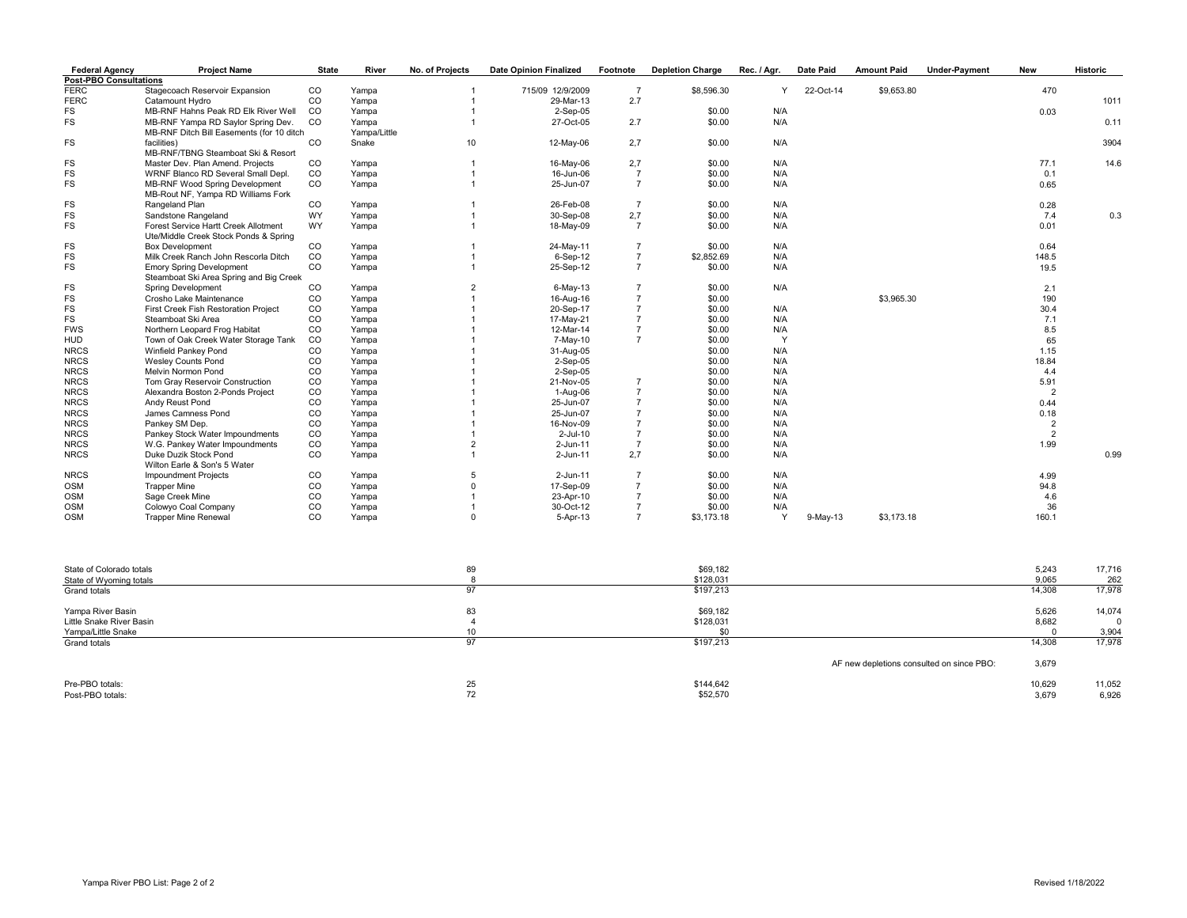| Federal Agency | Project Name | State | River | No. of Projects | Date Opinion Finalized | Footnote | Depletion Charge | Rec. / Agr. | Date Paid | Amount Paid | Under-Payment | New | Historic |
|---|---|---|---|---|---|---|---|---|---|---|---|---|---|
| **Post-PBO Consultations** | | | | | | | | | | | | | |
| FERC | Stagecoach Reservoir Expansion | CO | Yampa | 1 | 715/09 12/9/2009 | 7 | $8,596.30 | Y | 22-Oct-14 | $9,653.80 | | 470 | |
| FERC | Catamount Hydro | CO | Yampa | 1 | 29-Mar-13 | 2.7 | | | | | | | 1011 |
| FS | MB-RNF Hahns Peak RD Elk River Well | CO | Yampa | 1 | 2-Sep-05 | | $0.00 | N/A | | | | 0.03 | |
| FS | MB-RNF Yampa RD Saylor Spring Dev. | CO | Yampa | 1 | 27-Oct-05 | 2.7 | $0.00 | N/A | | | | | 0.11 |
| FS | MB-RNF Ditch Bill Easements (for 10 ditch facilities) | CO | Yampa/Little Snake | 10 | 12-May-06 | 2,7 | $0.00 | N/A | | | | | 3904 |
| FS | MB-RNF/TBNG Steamboat Ski & Resort Master Dev. Plan Amend. Projects | CO | Yampa | 1 | 16-May-06 | 2,7 | $0.00 | N/A | | | | 77.1 | 14.6 |
| FS | WRNF Blanco RD Several Small Depl. | CO | Yampa | 1 | 16-Jun-06 | 7 | $0.00 | N/A | | | | 0.1 | |
| FS | MB-RNF Wood Spring Development | CO | Yampa | 1 | 25-Jun-07 | 7 | $0.00 | N/A | | | | 0.65 | |
| FS | MB-Rout NF, Yampa RD Williams Fork Rangeland Plan | CO | Yampa | 1 | 26-Feb-08 | 7 | $0.00 | N/A | | | | 0.28 | |
| FS | Sandstone Rangeland | WY | Yampa | 1 | 30-Sep-08 | 2,7 | $0.00 | N/A | | | | 7.4 | 0.3 |
| FS | Forest Service Hartt Creek Allotment | WY | Yampa | 1 | 18-May-09 | 7 | $0.00 | N/A | | | | 0.01 | |
| FS | Ute/Middle Creek Stock Ponds & Spring Box Development | CO | Yampa | 1 | 24-May-11 | 7 | $0.00 | N/A | | | | 0.64 | |
| FS | Milk Creek Ranch John Rescorla Ditch | CO | Yampa | 1 | 6-Sep-12 | 7 | $2,852.69 | N/A | | | | 148.5 | |
| FS | Emory Spring Development | CO | Yampa | 1 | 25-Sep-12 | 7 | $0.00 | N/A | | | | 19.5 | |
| FS | Steamboat Ski Area Spring and Big Creek Spring Development | CO | Yampa | 2 | 6-May-13 | 7 | $0.00 | N/A | | | | 2.1 | |
| FS | Crosho Lake Maintenance | CO | Yampa | 1 | 16-Aug-16 | 7 | $0.00 | | | $3,965.30 | | 190 | |
| FS | First Creek Fish Restoration Project | CO | Yampa | 1 | 20-Sep-17 | 7 | $0.00 | N/A | | | | 30.4 | |
| FS | Steamboat Ski Area | CO | Yampa | 1 | 17-May-21 | 7 | $0.00 | N/A | | | | 7.1 | |
| FWS | Northern Leopard Frog Habitat | CO | Yampa | 1 | 12-Mar-14 | 7 | $0.00 | N/A | | | | 8.5 | |
| HUD | Town of Oak Creek Water Storage Tank | CO | Yampa | 1 | 7-May-10 | 7 | $0.00 | Y | | | | 65 | |
| NRCS | Winfield Pankey Pond | CO | Yampa | 1 | 31-Aug-05 | | $0.00 | N/A | | | | 1.15 | |
| NRCS | Wesley Counts Pond | CO | Yampa | 1 | 2-Sep-05 | | $0.00 | N/A | | | | 18.84 | |
| NRCS | Melvin Normon Pond | CO | Yampa | 1 | 2-Sep-05 | | $0.00 | N/A | | | | 4.4 | |
| NRCS | Tom Gray Reservoir Construction | CO | Yampa | 1 | 21-Nov-05 | 7 | $0.00 | N/A | | | | 5.91 | |
| NRCS | Alexandra Boston 2-Ponds Project | CO | Yampa | 1 | 1-Aug-06 | 7 | $0.00 | N/A | | | | 2 | |
| NRCS | Andy Reust Pond | CO | Yampa | 1 | 25-Jun-07 | 7 | $0.00 | N/A | | | | 0.44 | |
| NRCS | James Camness Pond | CO | Yampa | 1 | 25-Jun-07 | 7 | $0.00 | N/A | | | | 0.18 | |
| NRCS | Pankey SM Dep. | CO | Yampa | 1 | 16-Nov-09 | 7 | $0.00 | N/A | | | | 2 | |
| NRCS | Pankey Stock Water Impoundments | CO | Yampa | 1 | 2-Jul-10 | 7 | $0.00 | N/A | | | | 2 | |
| NRCS | W.G. Pankey Water Impoundments | CO | Yampa | 2 | 2-Jun-11 | 7 | $0.00 | N/A | | | | 1.99 | |
| NRCS | Duke Duzik Stock Pond | CO | Yampa | 1 | 2-Jun-11 | 2,7 | $0.00 | N/A | | | | | 0.99 |
| NRCS | Wilton Earle & Son's 5 Water Impoundment Projects | CO | Yampa | 5 | 2-Jun-11 | 7 | $0.00 | N/A | | | | 4.99 | |
| OSM | Trapper Mine | CO | Yampa | 0 | 17-Sep-09 | 7 | $0.00 | N/A | | | | 94.8 | |
| OSM | Sage Creek Mine | CO | Yampa | 1 | 23-Apr-10 | 7 | $0.00 | N/A | | | | 4.6 | |
| OSM | Colowyo Coal Company | CO | Yampa | 1 | 30-Oct-12 | 7 | $0.00 | N/A | | | | 36 | |
| OSM | Trapper Mine Renewal | CO | Yampa | 0 | 5-Apr-13 | 7 | $3,173.18 | Y | 9-May-13 | $3,173.18 | | 160.1 | |

| | No. of Projects | Depletion Charge | New | Historic |
|---|---|---|---|---|
| State of Colorado totals | 89 | $69,182 | 5,243 | 17,716 |
| State of Wyoming totals | 8 | $128,031 | 9,065 | 262 |
| Grand totals | 97 | $197,213 | 14,308 | 17,978 |
| Yampa River Basin | 83 | $69,182 | 5,626 | 14,074 |
| Little Snake River Basin | 4 | $128,031 | 8,682 | 0 |
| Yampa/Little Snake | 10 | $0 | 0 | 3,904 |
| Grand totals | 97 | $197,213 | 14,308 | 17,978 |
| AF new depletions consulted on since PBO: | | | 3,679 | |
| Pre-PBO totals: | 25 | $144,642 | 10,629 | 11,052 |
| Post-PBO totals: | 72 | $52,570 | 3,679 | 6,926 |

Revised 1/18/2022